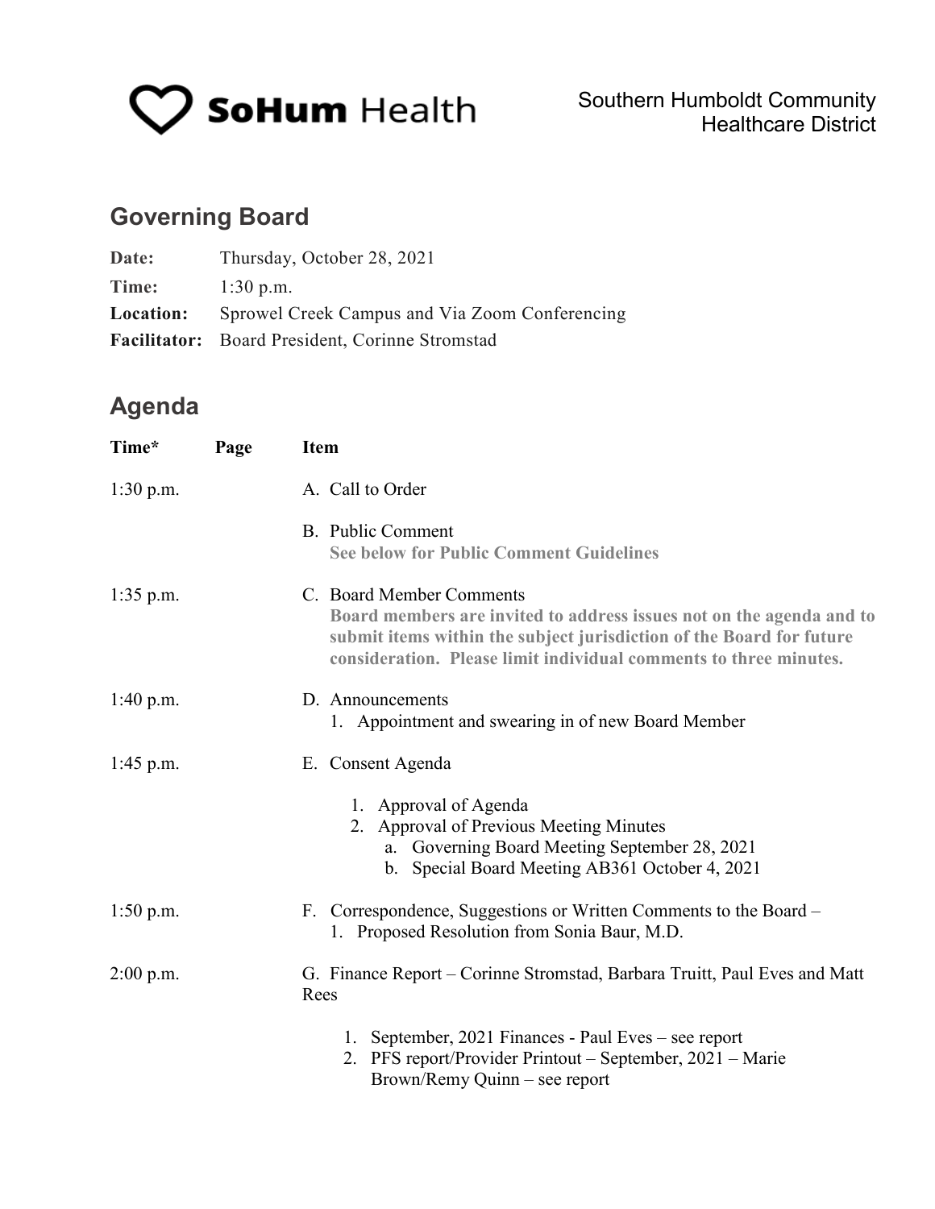**SoHum Health**

Southern Humboldt Community Healthcare District

## Governing Board

**Date:** Thursday, October 28, 2021

**Time:** 1:30 p.m.

**Location:** Sprowel Creek Campus and Via Zoom Conferencing

**Facilitator:** Board President, Corinne Stromstad

## Agenda

| Time* | Page | Item |
|---|---|---|
| 1:30 p.m. | | A. Call to Order |
| | | B. Public Comment<br>**See below for Public Comment Guidelines** |
| 1:35 p.m. | | C. Board Member Comments<br>**Board members are invited to address issues not on the agenda and to submit items within the subject jurisdiction of the Board for future consideration. Please limit individual comments to three minutes.** |
| 1:40 p.m. | | D. Announcements<br>1. Appointment and swearing in of new Board Member |
| 1:45 p.m. | | E. Consent Agenda<br>1. Approval of Agenda<br>2. Approval of Previous Meeting Minutes<br>a. Governing Board Meeting September 28, 2021<br>b. Special Board Meeting AB361 October 4, 2021 |
| 1:50 p.m. | | F. Correspondence, Suggestions or Written Comments to the Board –<br>1. Proposed Resolution from Sonia Baur, M.D. |
| 2:00 p.m. | | G. Finance Report – Corinne Stromstad, Barbara Truitt, Paul Eves and Matt Rees<br>1. September, 2021 Finances - Paul Eves – see report<br>2. PFS report/Provider Printout – September, 2021 – Marie Brown/Remy Quinn – see report |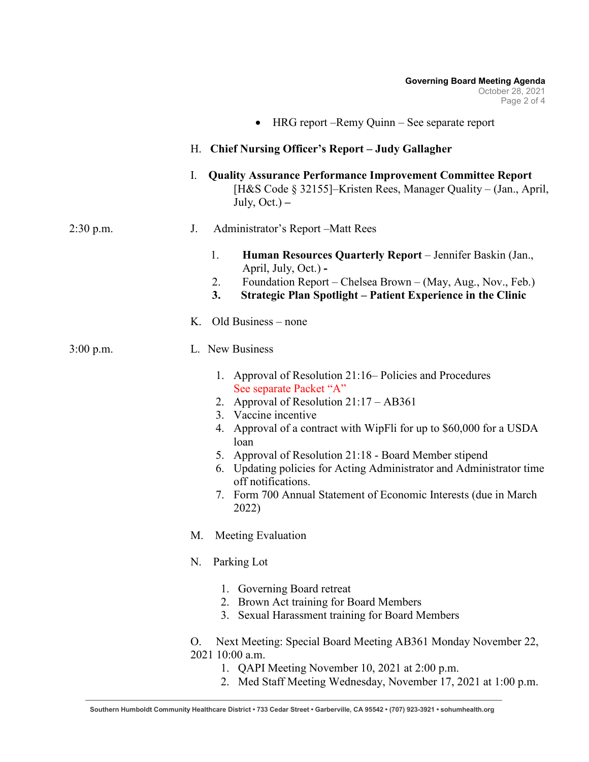- HRG report –Remy Quinn – See separate report

H. **Chief Nursing Officer's Report – Judy Gallagher**

I. **Quality Assurance Performance Improvement Committee Report** [H&S Code § 32155]–Kristen Rees, Manager Quality – (Jan., April, July, Oct.) **–**

2:30 p.m. J. Administrator's Report –Matt Rees

1. **Human Resources Quarterly Report** – Jennifer Baskin (Jan., April, July, Oct.) **-**
2. Foundation Report – Chelsea Brown – (May, Aug., Nov., Feb.)
3. **Strategic Plan Spotlight – Patient Experience in the Clinic**

K. Old Business – none

3:00 p.m. L. New Business

1. Approval of Resolution 21:16– Policies and Procedures See separate Packet "A"
2. Approval of Resolution 21:17 – AB361
3. Vaccine incentive
4. Approval of a contract with WipFli for up to $60,000 for a USDA loan
5. Approval of Resolution 21:18 - Board Member stipend
6. Updating policies for Acting Administrator and Administrator time off notifications.
7. Form 700 Annual Statement of Economic Interests (due in March 2022)

M. Meeting Evaluation

N. Parking Lot

1. Governing Board retreat
2. Brown Act training for Board Members
3. Sexual Harassment training for Board Members

O. Next Meeting: Special Board Meeting AB361 Monday November 22, 2021 10:00 a.m.

1. QAPI Meeting November 10, 2021 at 2:00 p.m.
2. Med Staff Meeting Wednesday, November 17, 2021 at 1:00 p.m.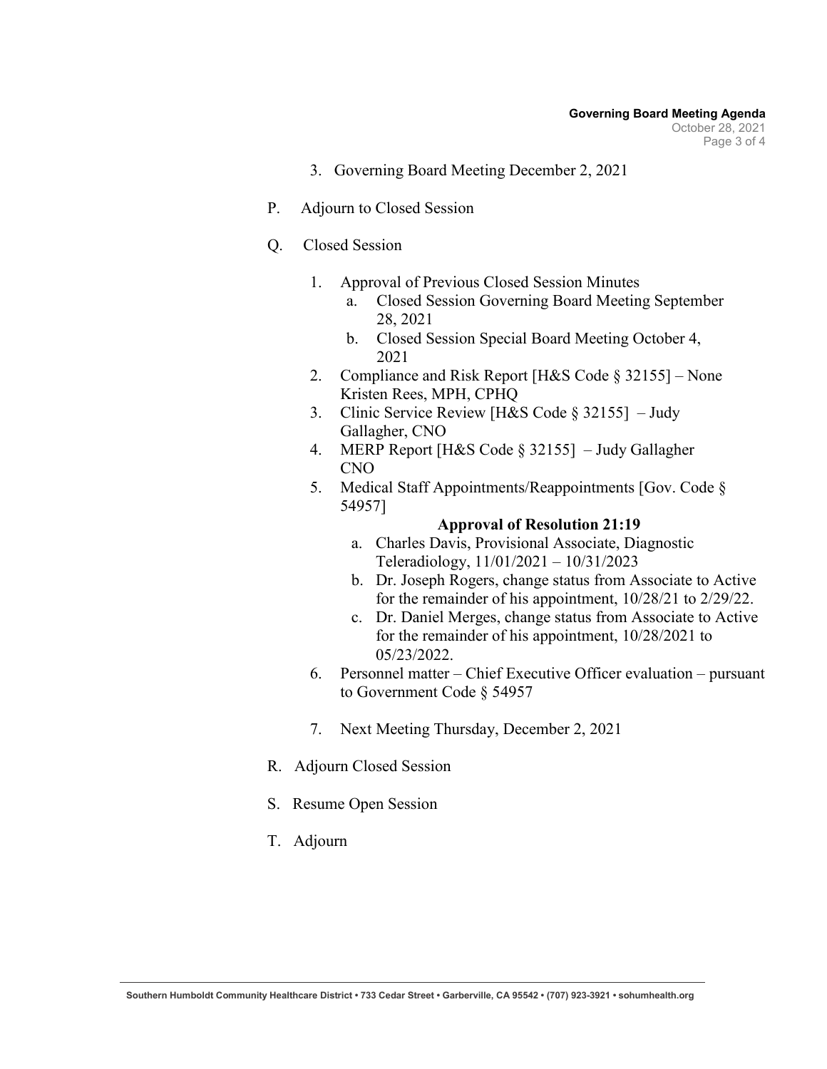3. Governing Board Meeting December 2, 2021

P. Adjourn to Closed Session

Q. Closed Session

1. Approval of Previous Closed Session Minutes
   a. Closed Session Governing Board Meeting September 28, 2021
   b. Closed Session Special Board Meeting October 4, 2021
2. Compliance and Risk Report [H&S Code § 32155] – None Kristen Rees, MPH, CPHQ
3. Clinic Service Review [H&S Code § 32155] – Judy Gallagher, CNO
4. MERP Report [H&S Code § 32155] – Judy Gallagher CNO
5. Medical Staff Appointments/Reappointments [Gov. Code § 54957]

   **Approval of Resolution 21:19**

   a. Charles Davis, Provisional Associate, Diagnostic Teleradiology, 11/01/2021 – 10/31/2023
   b. Dr. Joseph Rogers, change status from Associate to Active for the remainder of his appointment, 10/28/21 to 2/29/22.
   c. Dr. Daniel Merges, change status from Associate to Active for the remainder of his appointment, 10/28/2021 to 05/23/2022.
6. Personnel matter – Chief Executive Officer evaluation – pursuant to Government Code § 54957
7. Next Meeting Thursday, December 2, 2021

R. Adjourn Closed Session

S. Resume Open Session

T. Adjourn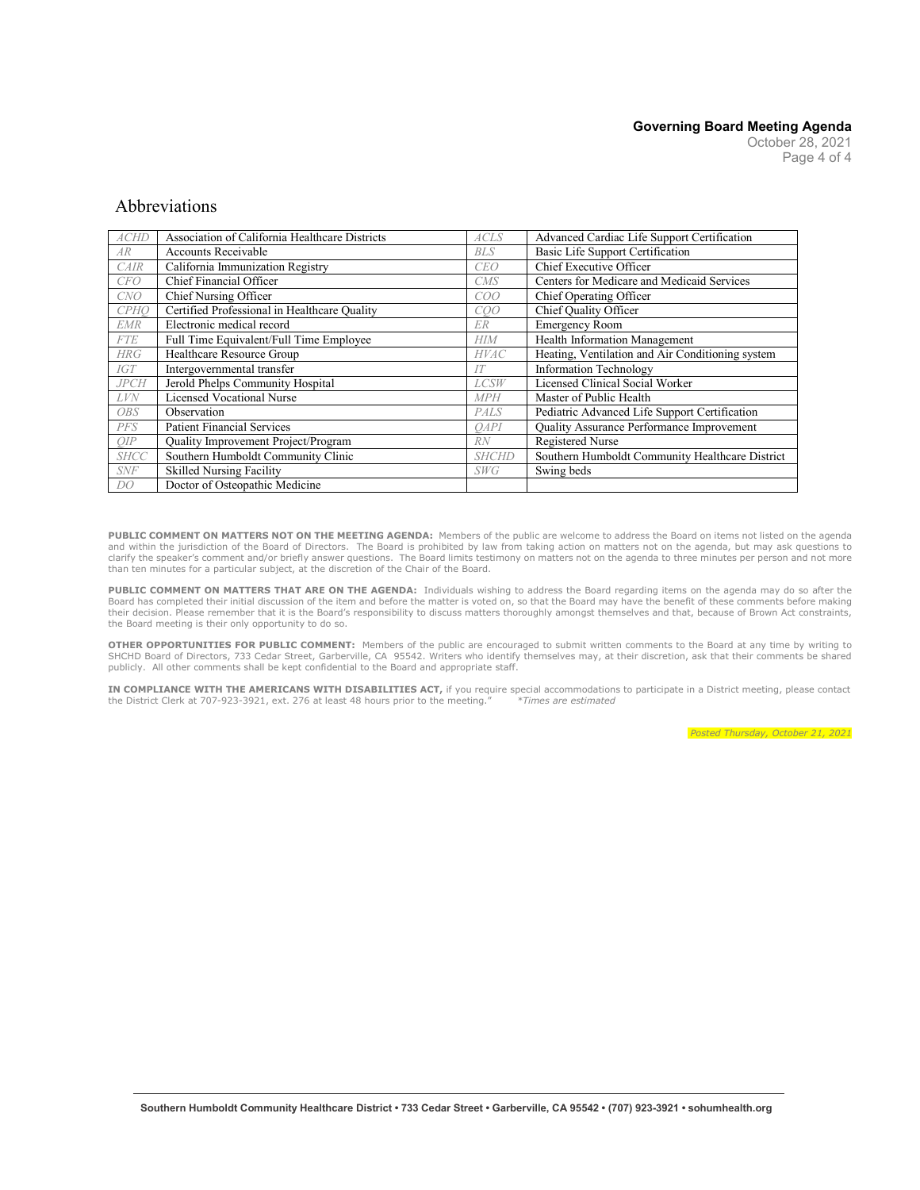## Abbreviations

| | | | |
|---|---|---|---|
| *ACHD* | Association of California Healthcare Districts | *ACLS* | Advanced Cardiac Life Support Certification |
| *AR* | Accounts Receivable | *BLS* | Basic Life Support Certification |
| *CAIR* | California Immunization Registry | *CEO* | Chief Executive Officer |
| *CFO* | Chief Financial Officer | *CMS* | Centers for Medicare and Medicaid Services |
| *CNO* | Chief Nursing Officer | *COO* | Chief Operating Officer |
| *CPHQ* | Certified Professional in Healthcare Quality | *CQO* | Chief Quality Officer |
| *EMR* | Electronic medical record | *ER* | Emergency Room |
| *FTE* | Full Time Equivalent/Full Time Employee | *HIM* | Health Information Management |
| *HRG* | Healthcare Resource Group | *HVAC* | Heating, Ventilation and Air Conditioning system |
| *IGT* | Intergovernmental transfer | *IT* | Information Technology |
| *JPCH* | Jerold Phelps Community Hospital | *LCSW* | Licensed Clinical Social Worker |
| *LVN* | Licensed Vocational Nurse | *MPH* | Master of Public Health |
| *OBS* | Observation | *PALS* | Pediatric Advanced Life Support Certification |
| *PFS* | Patient Financial Services | *QAPI* | Quality Assurance Performance Improvement |
| *QIP* | Quality Improvement Project/Program | *RN* | Registered Nurse |
| *SHCC* | Southern Humboldt Community Clinic | *SHCHD* | Southern Humboldt Community Healthcare District |
| *SNF* | Skilled Nursing Facility | *SWG* | Swing beds |
| *DO* | Doctor of Osteopathic Medicine | | |

**PUBLIC COMMENT ON MATTERS NOT ON THE MEETING AGENDA:** Members of the public are welcome to address the Board on items not listed on the agenda and within the jurisdiction of the Board of Directors. The Board is prohibited by law from taking action on matters not on the agenda, but may ask questions to clarify the speaker's comment and/or briefly answer questions. The Board limits testimony on matters not on the agenda to three minutes per person and not more than ten minutes for a particular subject, at the discretion of the Chair of the Board.

**PUBLIC COMMENT ON MATTERS THAT ARE ON THE AGENDA:** Individuals wishing to address the Board regarding items on the agenda may do so after the Board has completed their initial discussion of the item and before the matter is voted on, so that the Board may have the benefit of these comments before making their decision. Please remember that it is the Board's responsibility to discuss matters thoroughly amongst themselves and that, because of Brown Act constraints, the Board meeting is their only opportunity to do so.

**OTHER OPPORTUNITIES FOR PUBLIC COMMENT:** Members of the public are encouraged to submit written comments to the Board at any time by writing to SHCHD Board of Directors, 733 Cedar Street, Garberville, CA 95542. Writers who identify themselves may, at their discretion, ask that their comments be shared publicly. All other comments shall be kept confidential to the Board and appropriate staff.

**IN COMPLIANCE WITH THE AMERICANS WITH DISABILITIES ACT,** if you require special accommodations to participate in a District meeting, please contact the District Clerk at 707-923-3921, ext. 276 at least 48 hours prior to the meeting." *\*Times are estimated*

*Posted Thursday, October 21, 2021*